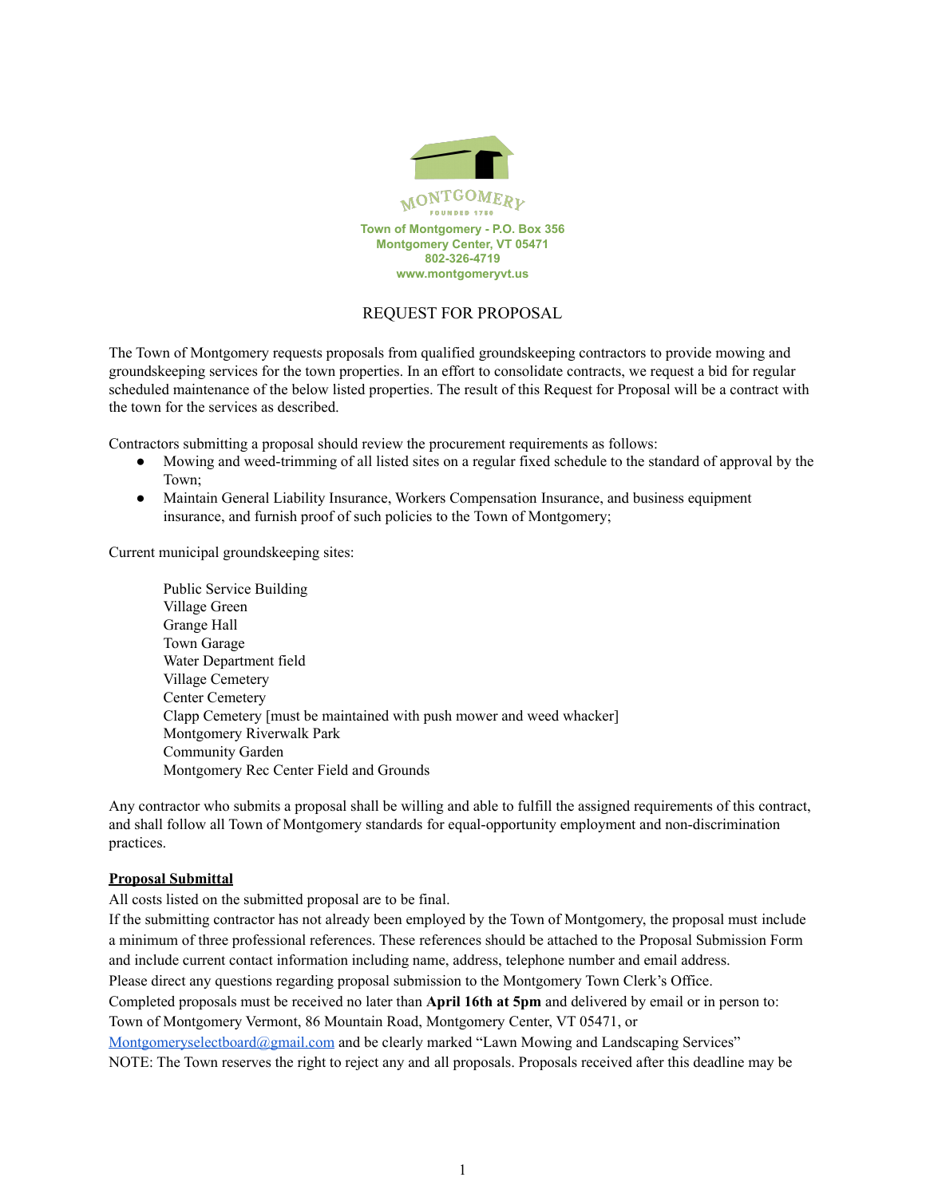MONTGOMERY
FOUNDED 1789

**Town of Montgomery - P.O. Box 356**
**Montgomery Center, VT 05471**
**802-326-4719**
**www.montgomeryvt.us**

# REQUEST FOR PROPOSAL

The Town of Montgomery requests proposals from qualified groundskeeping contractors to provide mowing and groundskeeping services for the town properties. In an effort to consolidate contracts, we request a bid for regular scheduled maintenance of the below listed properties. The result of this Request for Proposal will be a contract with the town for the services as described.

Contractors submitting a proposal should review the procurement requirements as follows:

- Mowing and weed-trimming of all listed sites on a regular fixed schedule to the standard of approval by the Town;
- Maintain General Liability Insurance, Workers Compensation Insurance, and business equipment insurance, and furnish proof of such policies to the Town of Montgomery;

Current municipal groundskeeping sites:

Public Service Building
Village Green
Grange Hall
Town Garage
Water Department field
Village Cemetery
Center Cemetery
Clapp Cemetery [must be maintained with push mower and weed whacker]
Montgomery Riverwalk Park
Community Garden
Montgomery Rec Center Field and Grounds

Any contractor who submits a proposal shall be willing and able to fulfill the assigned requirements of this contract, and shall follow all Town of Montgomery standards for equal-opportunity employment and non-discrimination practices.

**Proposal Submittal**

All costs listed on the submitted proposal are to be final.
If the submitting contractor has not already been employed by the Town of Montgomery, the proposal must include a minimum of three professional references. These references should be attached to the Proposal Submission Form and include current contact information including name, address, telephone number and email address.
Please direct any questions regarding proposal submission to the Montgomery Town Clerk's Office.
Completed proposals must be received no later than **April 16th at 5pm** and delivered by email or in person to: Town of Montgomery Vermont, 86 Mountain Road, Montgomery Center, VT 05471, or Montgomeryselectboard@gmail.com and be clearly marked "Lawn Mowing and Landscaping Services"
NOTE: The Town reserves the right to reject any and all proposals. Proposals received after this deadline may be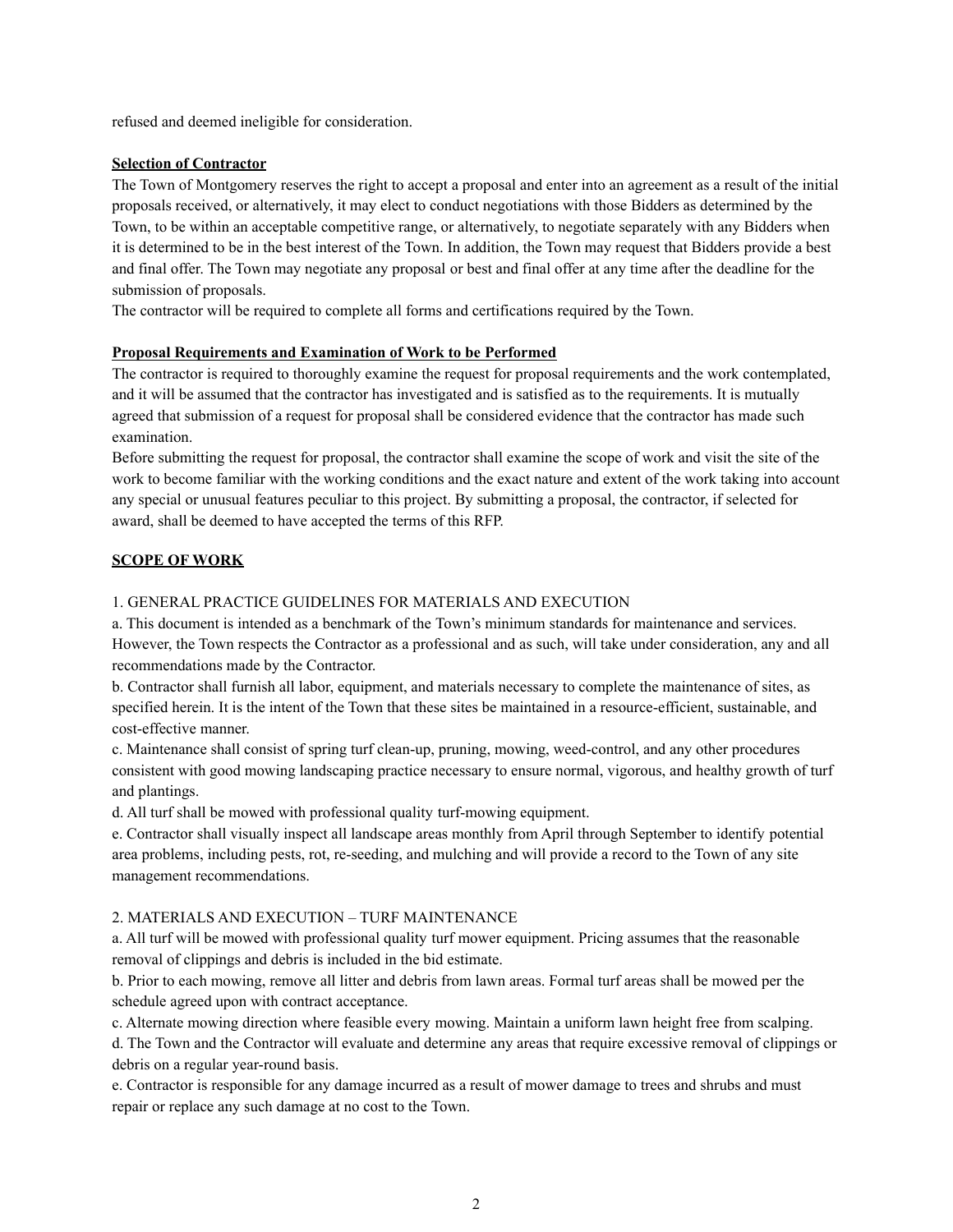refused and deemed ineligible for consideration.

**Selection of Contractor**

The Town of Montgomery reserves the right to accept a proposal and enter into an agreement as a result of the initial proposals received, or alternatively, it may elect to conduct negotiations with those Bidders as determined by the Town, to be within an acceptable competitive range, or alternatively, to negotiate separately with any Bidders when it is determined to be in the best interest of the Town. In addition, the Town may request that Bidders provide a best and final offer. The Town may negotiate any proposal or best and final offer at any time after the deadline for the submission of proposals.

The contractor will be required to complete all forms and certifications required by the Town.

**Proposal Requirements and Examination of Work to be Performed**

The contractor is required to thoroughly examine the request for proposal requirements and the work contemplated, and it will be assumed that the contractor has investigated and is satisfied as to the requirements. It is mutually agreed that submission of a request for proposal shall be considered evidence that the contractor has made such examination.

Before submitting the request for proposal, the contractor shall examine the scope of work and visit the site of the work to become familiar with the working conditions and the exact nature and extent of the work taking into account any special or unusual features peculiar to this project. By submitting a proposal, the contractor, if selected for award, shall be deemed to have accepted the terms of this RFP.

**SCOPE OF WORK**

1. GENERAL PRACTICE GUIDELINES FOR MATERIALS AND EXECUTION

a. This document is intended as a benchmark of the Town's minimum standards for maintenance and services. However, the Town respects the Contractor as a professional and as such, will take under consideration, any and all recommendations made by the Contractor.

b. Contractor shall furnish all labor, equipment, and materials necessary to complete the maintenance of sites, as specified herein. It is the intent of the Town that these sites be maintained in a resource-efficient, sustainable, and cost-effective manner.

c. Maintenance shall consist of spring turf clean-up, pruning, mowing, weed-control, and any other procedures consistent with good mowing landscaping practice necessary to ensure normal, vigorous, and healthy growth of turf and plantings.

d. All turf shall be mowed with professional quality turf-mowing equipment.

e. Contractor shall visually inspect all landscape areas monthly from April through September to identify potential area problems, including pests, rot, re-seeding, and mulching and will provide a record to the Town of any site management recommendations.

2. MATERIALS AND EXECUTION – TURF MAINTENANCE

a. All turf will be mowed with professional quality turf mower equipment. Pricing assumes that the reasonable removal of clippings and debris is included in the bid estimate.

b. Prior to each mowing, remove all litter and debris from lawn areas. Formal turf areas shall be mowed per the schedule agreed upon with contract acceptance.

c. Alternate mowing direction where feasible every mowing. Maintain a uniform lawn height free from scalping.

d. The Town and the Contractor will evaluate and determine any areas that require excessive removal of clippings or debris on a regular year-round basis.

e. Contractor is responsible for any damage incurred as a result of mower damage to trees and shrubs and must repair or replace any such damage at no cost to the Town.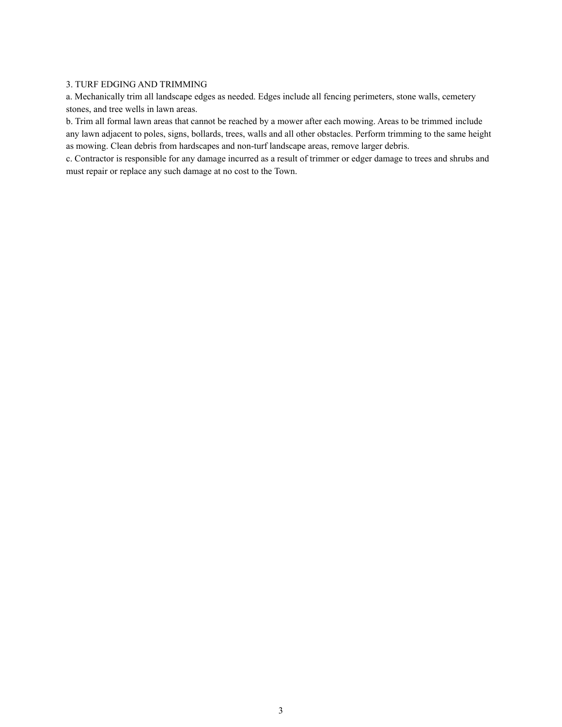3. TURF EDGING AND TRIMMING

a. Mechanically trim all landscape edges as needed. Edges include all fencing perimeters, stone walls, cemetery stones, and tree wells in lawn areas.

b. Trim all formal lawn areas that cannot be reached by a mower after each mowing. Areas to be trimmed include any lawn adjacent to poles, signs, bollards, trees, walls and all other obstacles. Perform trimming to the same height as mowing. Clean debris from hardscapes and non-turf landscape areas, remove larger debris.

c. Contractor is responsible for any damage incurred as a result of trimmer or edger damage to trees and shrubs and must repair or replace any such damage at no cost to the Town.